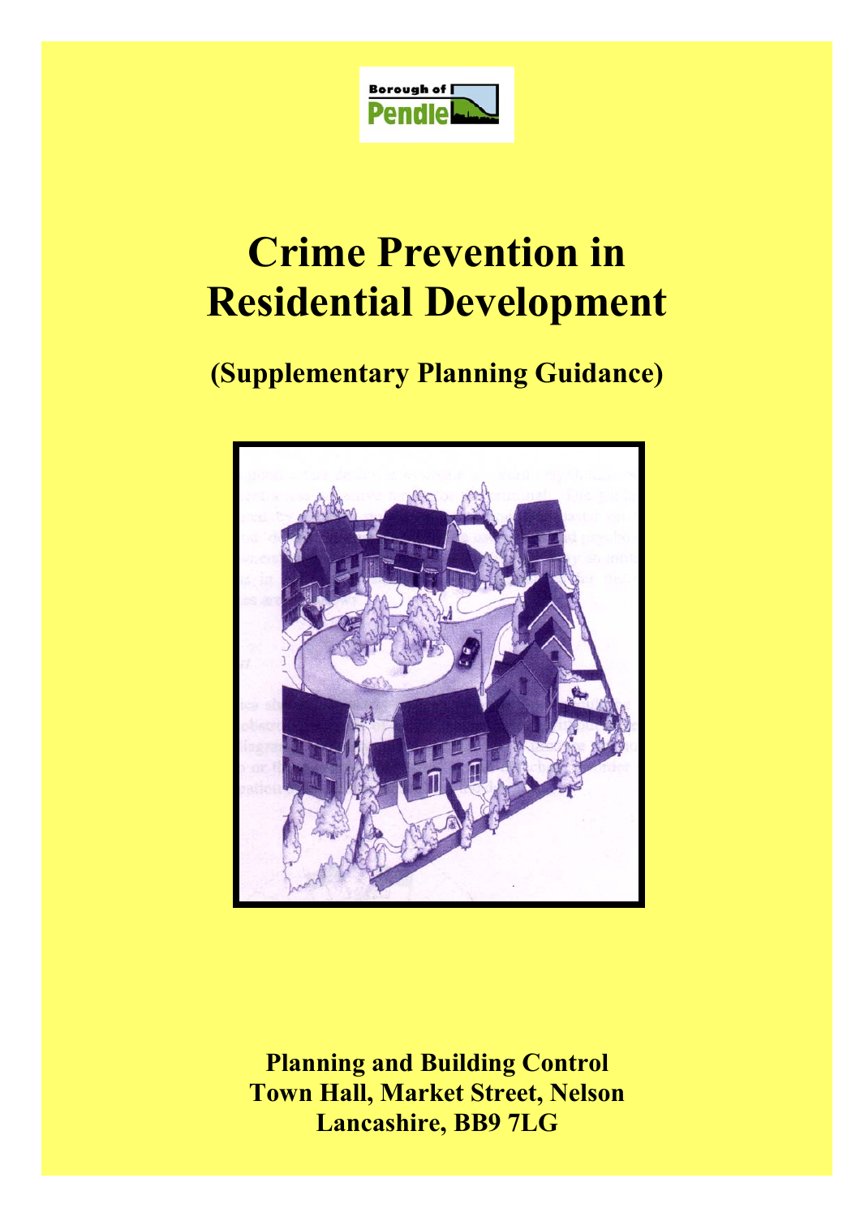Borough of Pendle

# Crime Prevention in Residential Development

## (Supplementary Planning Guidance)

**Planning and Building Control**
**Town Hall, Market Street, Nelson**
**Lancashire, BB9 7LG**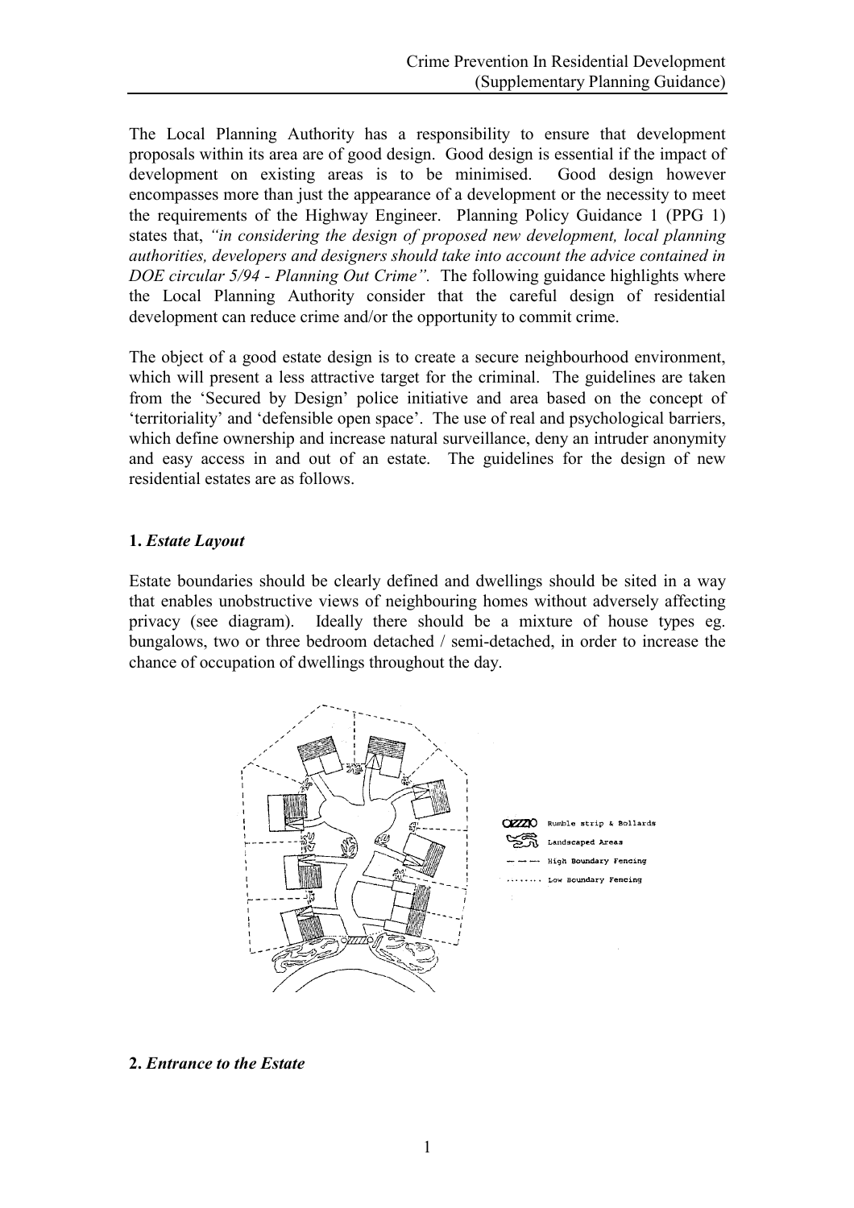The Local Planning Authority has a responsibility to ensure that development proposals within its area are of good design. Good design is essential if the impact of development on existing areas is to be minimised. Good design however encompasses more than just the appearance of a development or the necessity to meet the requirements of the Highway Engineer. Planning Policy Guidance 1 (PPG 1) states that, *"in considering the design of proposed new development, local planning authorities, developers and designers should take into account the advice contained in DOE circular 5/94 - Planning Out Crime"*. The following guidance highlights where the Local Planning Authority consider that the careful design of residential development can reduce crime and/or the opportunity to commit crime.

The object of a good estate design is to create a secure neighbourhood environment, which will present a less attractive target for the criminal. The guidelines are taken from the 'Secured by Design' police initiative and area based on the concept of 'territoriality' and 'defensible open space'. The use of real and psychological barriers, which define ownership and increase natural surveillance, deny an intruder anonymity and easy access in and out of an estate. The guidelines for the design of new residential estates are as follows.

## 1. *Estate Layout*

Estate boundaries should be clearly defined and dwellings should be sited in a way that enables unobstructive views of neighbouring homes without adversely affecting privacy (see diagram). Ideally there should be a mixture of house types eg. bungalows, two or three bedroom detached / semi-detached, in order to increase the chance of occupation of dwellings throughout the day.

Rumble strip & Bollards
Landscaped Areas
High Boundary Fencing
Low Boundary Fencing

## 2. *Entrance to the Estate*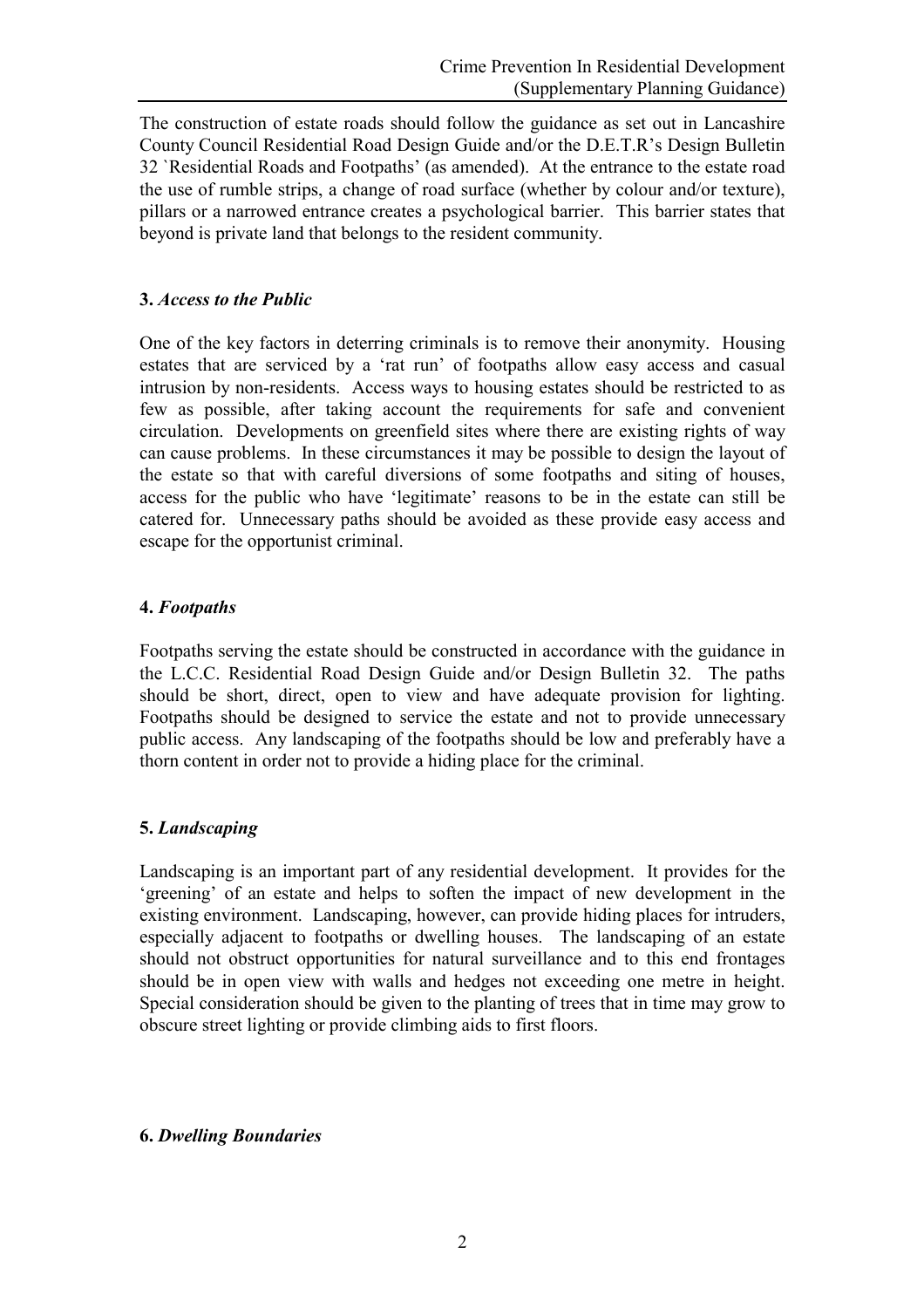The construction of estate roads should follow the guidance as set out in Lancashire County Council Residential Road Design Guide and/or the D.E.T.R's Design Bulletin 32 `Residential Roads and Footpaths' (as amended). At the entrance to the estate road the use of rumble strips, a change of road surface (whether by colour and/or texture), pillars or a narrowed entrance creates a psychological barrier. This barrier states that beyond is private land that belongs to the resident community.

**3.** ***Access to the Public***

One of the key factors in deterring criminals is to remove their anonymity. Housing estates that are serviced by a 'rat run' of footpaths allow easy access and casual intrusion by non-residents. Access ways to housing estates should be restricted to as few as possible, after taking account the requirements for safe and convenient circulation. Developments on greenfield sites where there are existing rights of way can cause problems. In these circumstances it may be possible to design the layout of the estate so that with careful diversions of some footpaths and siting of houses, access for the public who have 'legitimate' reasons to be in the estate can still be catered for. Unnecessary paths should be avoided as these provide easy access and escape for the opportunist criminal.

**4.** ***Footpaths***

Footpaths serving the estate should be constructed in accordance with the guidance in the L.C.C. Residential Road Design Guide and/or Design Bulletin 32. The paths should be short, direct, open to view and have adequate provision for lighting. Footpaths should be designed to service the estate and not to provide unnecessary public access. Any landscaping of the footpaths should be low and preferably have a thorn content in order not to provide a hiding place for the criminal.

**5.** ***Landscaping***

Landscaping is an important part of any residential development. It provides for the 'greening' of an estate and helps to soften the impact of new development in the existing environment. Landscaping, however, can provide hiding places for intruders, especially adjacent to footpaths or dwelling houses. The landscaping of an estate should not obstruct opportunities for natural surveillance and to this end frontages should be in open view with walls and hedges not exceeding one metre in height. Special consideration should be given to the planting of trees that in time may grow to obscure street lighting or provide climbing aids to first floors.

**6.** ***Dwelling Boundaries***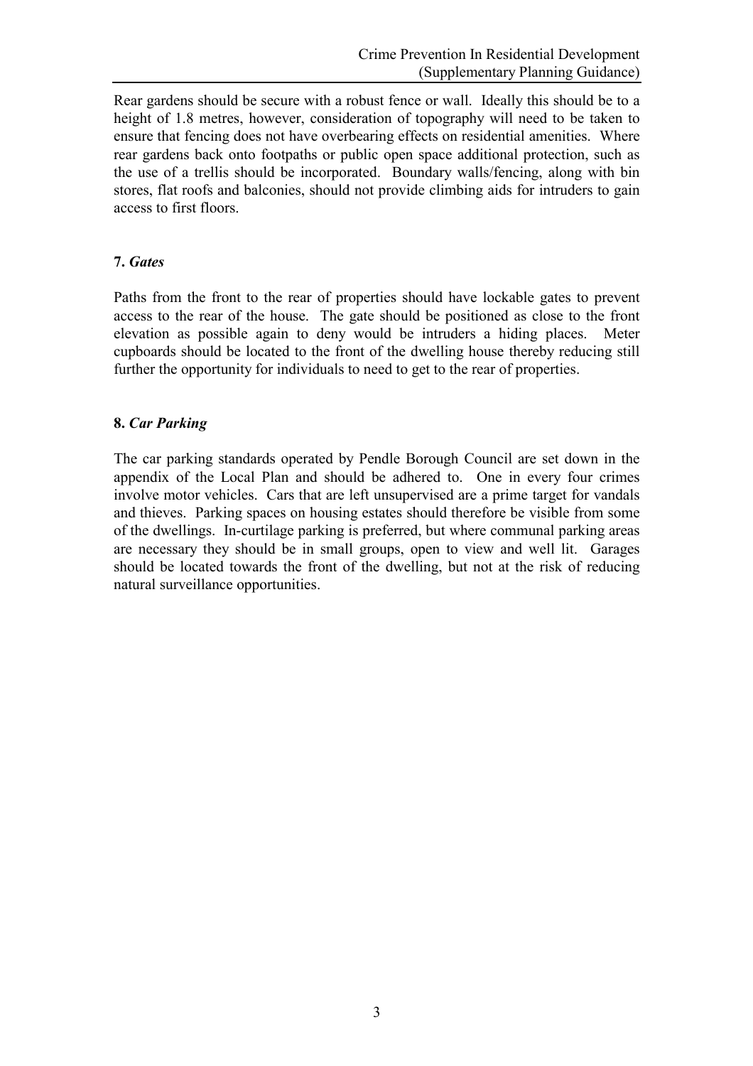Rear gardens should be secure with a robust fence or wall. Ideally this should be to a height of 1.8 metres, however, consideration of topography will need to be taken to ensure that fencing does not have overbearing effects on residential amenities. Where rear gardens back onto footpaths or public open space additional protection, such as the use of a trellis should be incorporated. Boundary walls/fencing, along with bin stores, flat roofs and balconies, should not provide climbing aids for intruders to gain access to first floors.

**7. *Gates***

Paths from the front to the rear of properties should have lockable gates to prevent access to the rear of the house. The gate should be positioned as close to the front elevation as possible again to deny would be intruders a hiding places. Meter cupboards should be located to the front of the dwelling house thereby reducing still further the opportunity for individuals to need to get to the rear of properties.

**8. *Car Parking***

The car parking standards operated by Pendle Borough Council are set down in the appendix of the Local Plan and should be adhered to. One in every four crimes involve motor vehicles. Cars that are left unsupervised are a prime target for vandals and thieves. Parking spaces on housing estates should therefore be visible from some of the dwellings. In-curtilage parking is preferred, but where communal parking areas are necessary they should be in small groups, open to view and well lit. Garages should be located towards the front of the dwelling, but not at the risk of reducing natural surveillance opportunities.